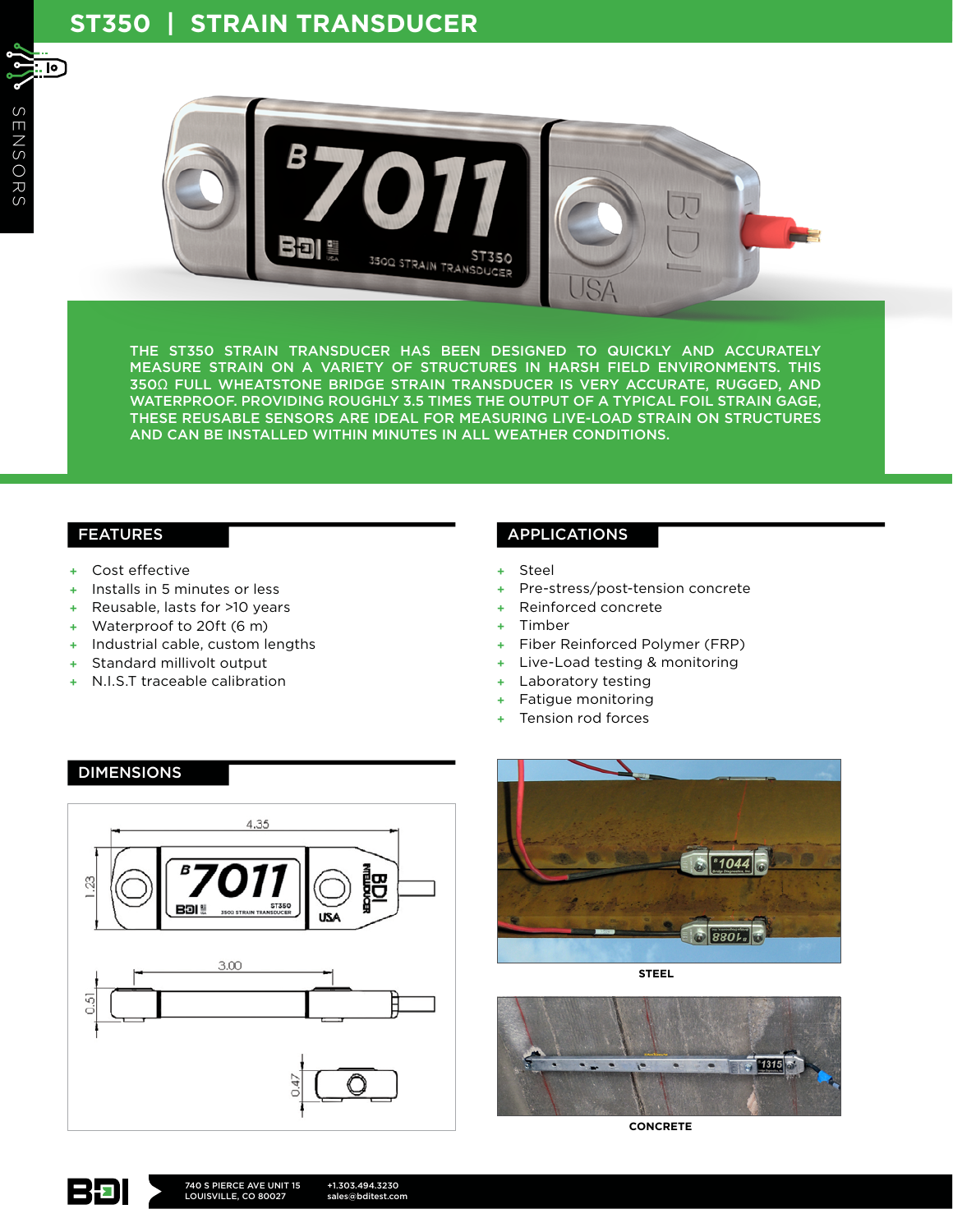# ST350 | STRAIN TRANSDUCER

SENSORS

THE ST350 STRAIN TRANSDUCER HAS BEEN DESIGNED TO QUICKLY AND ACCURATELY MEASURE STRAIN ON A VARIETY OF STRUCTURES IN HARSH FIELD ENVIRONMENTS. THIS 350Ω FULL WHEATSTONE BRIDGE STRAIN TRANSDUCER IS VERY ACCURATE, RUGGED, AND WATERPROOF. PROVIDING ROUGHLY 3.5 TIMES THE OUTPUT OF A TYPICAL FOIL STRAIN GAGE, THESE REUSABLE SENSORS ARE IDEAL FOR MEASURING LIVE-LOAD STRAIN ON STRUCTURES AND CAN BE INSTALLED WITHIN MINUTES IN ALL WEATHER CONDITIONS.

## FEATURES

- Cost effective
- Installs in 5 minutes or less
- Reusable, lasts for >10 years
- Waterproof to 20ft (6 m)
- Industrial cable, custom lengths
- Standard millivolt output
- N.I.S.T traceable calibration

## APPLICATIONS

- Steel
- Pre-stress/post-tension concrete
- Reinforced concrete
- Timber
- Fiber Reinforced Polymer (FRP)
- Live-Load testing & monitoring
- Laboratory testing
- Fatigue monitoring
- Tension rod forces

## DIMENSIONS

4.35

1.23

3.00

0.51

0.47

STEEL

CONCRETE

740 S PIERCE AVE UNIT 15
LOUISVILLE, CO 80027

+1.303.494.3230
sales@bditest.com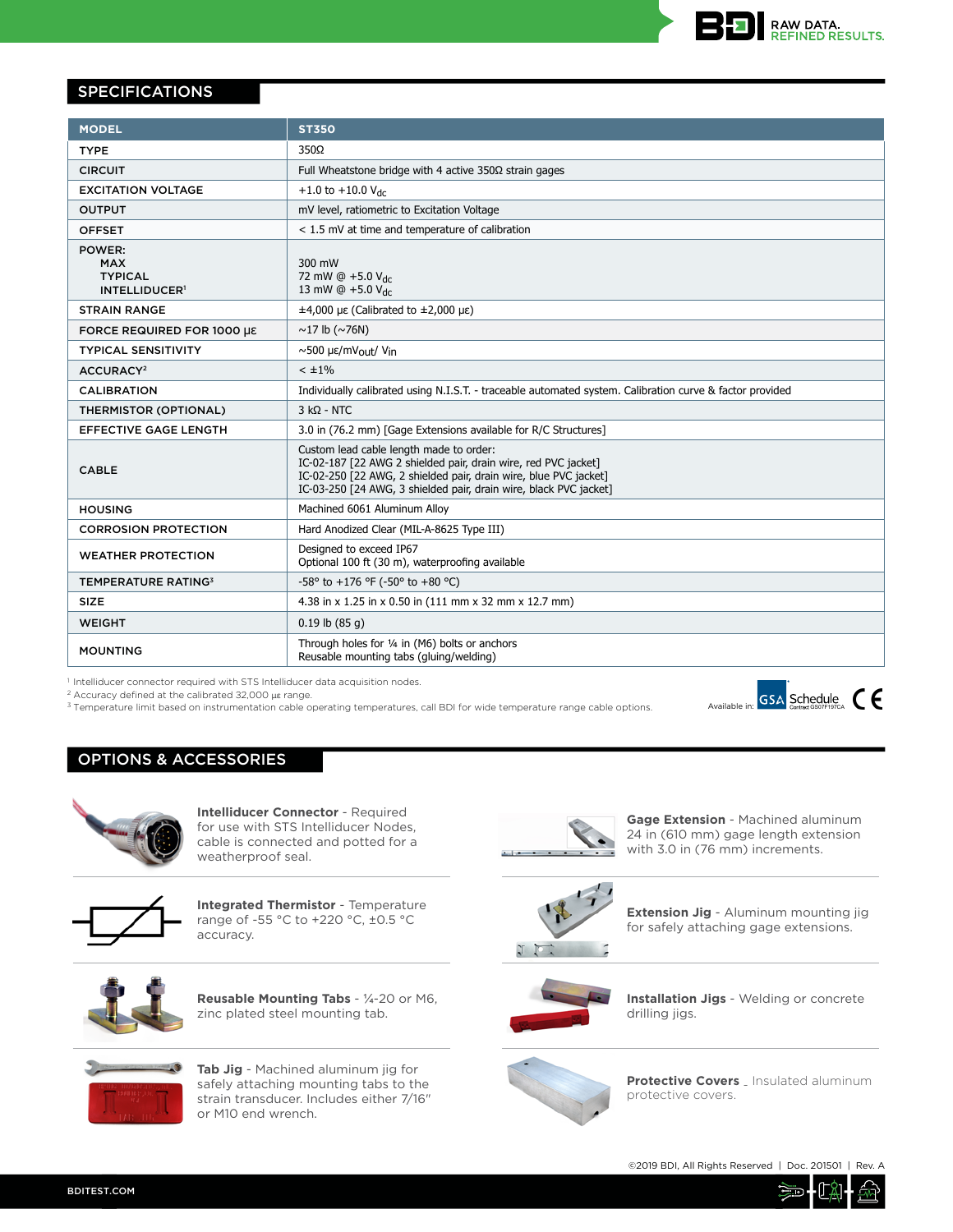## SPECIFICATIONS

| MODEL | ST350 |
|---|---|
| TYPE | 350Ω |
| CIRCUIT | Full Wheatstone bridge with 4 active 350Ω strain gages |
| EXCITATION VOLTAGE | +1.0 to +10.0 $V_{dc}$ |
| OUTPUT | mV level, ratiometric to Excitation Voltage |
| OFFSET | < 1.5 mV at time and temperature of calibration |
| POWER: MAX / TYPICAL / INTELLIDUCER[1] | 300 mW / 72 mW @ +5.0 $V_{dc}$ / 13 mW @ +5.0 $V_{dc}$ |
| STRAIN RANGE | ±4,000 με (Calibrated to ±2,000 με) |
| FORCE REQUIRED FOR 1000 με | ~17 lb (~76N) |
| TYPICAL SENSITIVITY | ~500 με/$mV_{out}$/ $V_{in}$ |
| ACCURACY[2] | < ±1% |
| CALIBRATION | Individually calibrated using N.I.S.T. - traceable automated system. Calibration curve & factor provided |
| THERMISTOR (OPTIONAL) | 3 kΩ - NTC |
| EFFECTIVE GAGE LENGTH | 3.0 in (76.2 mm) [Gage Extensions available for R/C Structures] |
| CABLE | Custom lead cable length made to order:<br>IC-02-187 [22 AWG 2 shielded pair, drain wire, red PVC jacket]<br>IC-02-250 [22 AWG, 2 shielded pair, drain wire, blue PVC jacket]<br>IC-03-250 [24 AWG, 3 shielded pair, drain wire, black PVC jacket] |
| HOUSING | Machined 6061 Aluminum Alloy |
| CORROSION PROTECTION | Hard Anodized Clear (MIL-A-8625 Type III) |
| WEATHER PROTECTION | Designed to exceed IP67<br>Optional 100 ft (30 m), waterproofing available |
| TEMPERATURE RATING[3] | -58° to +176 °F (-50° to +80 °C) |
| SIZE | 4.38 in x 1.25 in x 0.50 in (111 mm x 32 mm x 12.7 mm) |
| WEIGHT | 0.19 lb (85 g) |
| MOUNTING | Through holes for ¼ in (M6) bolts or anchors<br>Reusable mounting tabs (gluing/welding) |

[1] Intelliducer connector required with STS Intelliducer data acquisition nodes.
[2] Accuracy defined at the calibrated 32,000 με range.
[3] Temperature limit based on instrumentation cable operating temperatures, call BDI for wide temperature range cable options.

Available in: GSA Schedule Contract GS07F197CA

## OPTIONS & ACCESSORIES

**Intelliducer Connector** - Required for use with STS Intelliducer Nodes, cable is connected and potted for a weatherproof seal.

**Integrated Thermistor** - Temperature range of -55 °C to +220 °C, ±0.5 °C accuracy.

**Reusable Mounting Tabs** - ¼-20 or M6, zinc plated steel mounting tab.

**Tab Jig** - Machined aluminum jig for safely attaching mounting tabs to the strain transducer. Includes either 7/16" or M10 end wrench.

**Gage Extension** - Machined aluminum 24 in (610 mm) gage length extension with 3.0 in (76 mm) increments.

**Extension Jig** - Aluminum mounting jig for safely attaching gage extensions.

**Installation Jigs** - Welding or concrete drilling jigs.

**Protective Covers** _ Insulated aluminum protective covers.

©2019 BDI, All Rights Reserved | Doc. 201501 | Rev. A